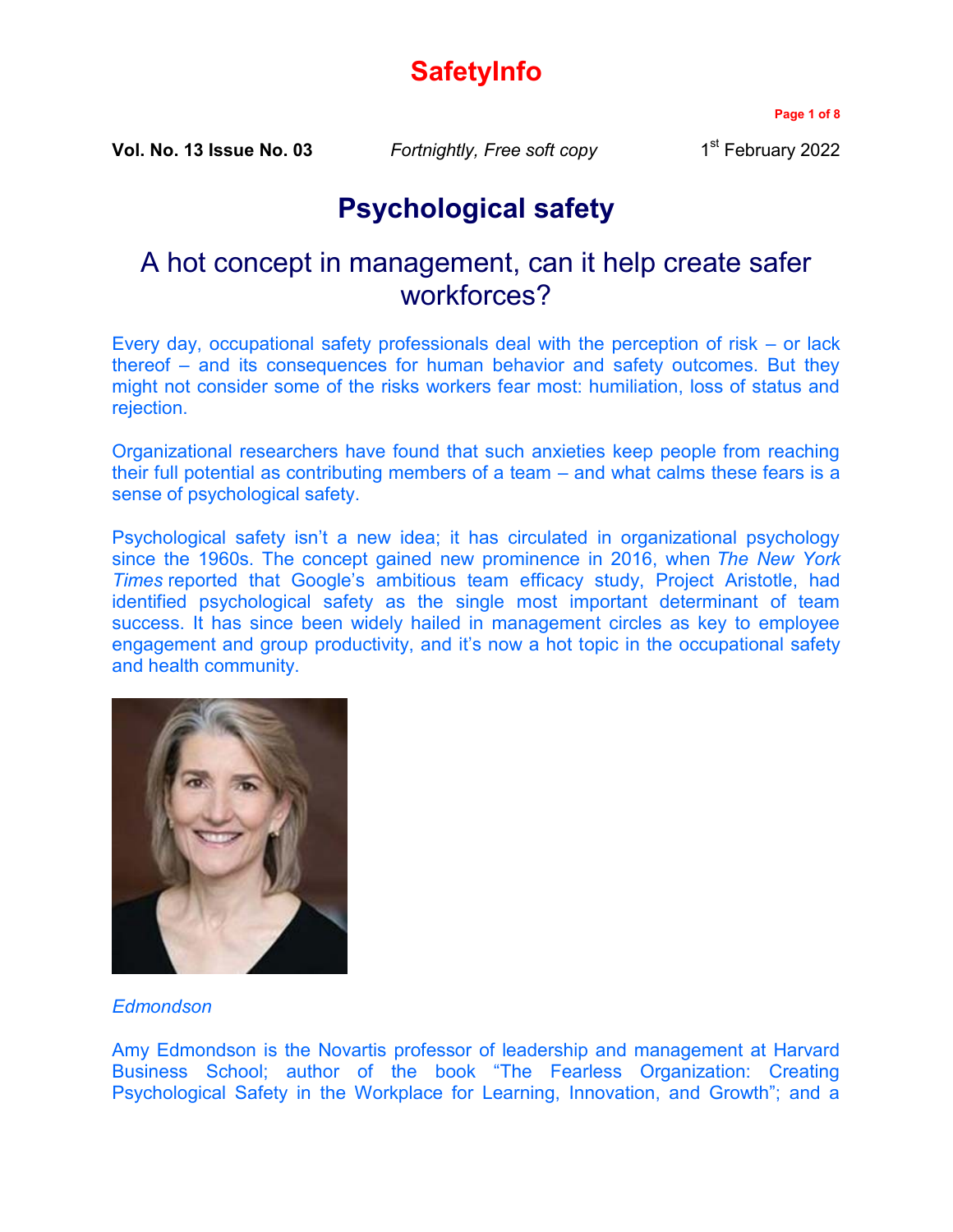# SafetyInfo

**Vol. No. 13 Issue No. 03** *Fortnightly, Free soft copy* 1st February 2022

## Psychological safety

### A hot concept in management, can it help create safer workforces?

Every day, occupational safety professionals deal with the perception of risk – or lack thereof – and its consequences for human behavior and safety outcomes. But they might not consider some of the risks workers fear most: humiliation, loss of status and rejection.

Organizational researchers have found that such anxieties keep people from reaching their full potential as contributing members of a team – and what calms these fears is a sense of psychological safety.

Psychological safety isn't a new idea; it has circulated in organizational psychology since the 1960s. The concept gained new prominence in 2016, when *The New York Times* reported that Google's ambitious team efficacy study, Project Aristotle, had identified psychological safety as the single most important determinant of team success. It has since been widely hailed in management circles as key to employee engagement and group productivity, and it's now a hot topic in the occupational safety and health community.

*Edmondson*

Amy Edmondson is the Novartis professor of leadership and management at Harvard Business School; author of the book "The Fearless Organization: Creating Psychological Safety in the Workplace for Learning, Innovation, and Growth"; and a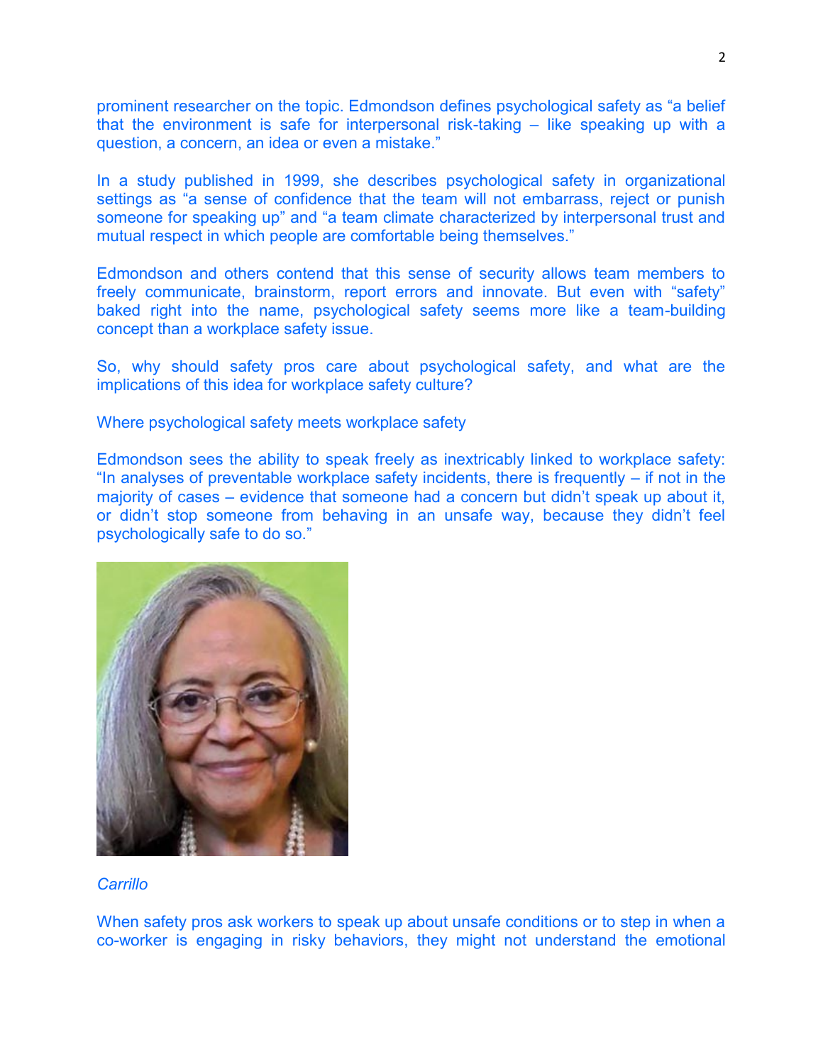prominent researcher on the topic. Edmondson defines psychological safety as "a belief that the environment is safe for interpersonal risk-taking – like speaking up with a question, a concern, an idea or even a mistake."

In a study published in 1999, she describes psychological safety in organizational settings as "a sense of confidence that the team will not embarrass, reject or punish someone for speaking up" and "a team climate characterized by interpersonal trust and mutual respect in which people are comfortable being themselves."

Edmondson and others contend that this sense of security allows team members to freely communicate, brainstorm, report errors and innovate. But even with "safety" baked right into the name, psychological safety seems more like a team-building concept than a workplace safety issue.

So, why should safety pros care about psychological safety, and what are the implications of this idea for workplace safety culture?

## Where psychological safety meets workplace safety

Edmondson sees the ability to speak freely as inextricably linked to workplace safety: "In analyses of preventable workplace safety incidents, there is frequently – if not in the majority of cases – evidence that someone had a concern but didn't speak up about it, or didn't stop someone from behaving in an unsafe way, because they didn't feel psychologically safe to do so."

*Carrillo*

When safety pros ask workers to speak up about unsafe conditions or to step in when a co-worker is engaging in risky behaviors, they might not understand the emotional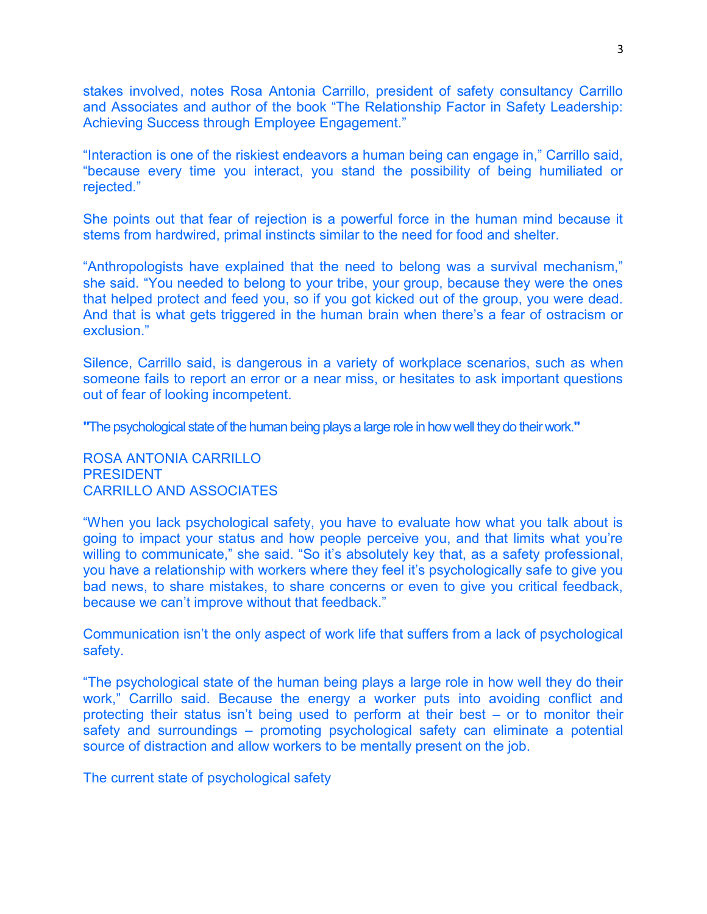stakes involved, notes Rosa Antonia Carrillo, president of safety consultancy Carrillo and Associates and author of the book "The Relationship Factor in Safety Leadership: Achieving Success through Employee Engagement."

"Interaction is one of the riskiest endeavors a human being can engage in," Carrillo said, "because every time you interact, you stand the possibility of being humiliated or rejected."

She points out that fear of rejection is a powerful force in the human mind because it stems from hardwired, primal instincts similar to the need for food and shelter.

"Anthropologists have explained that the need to belong was a survival mechanism," she said. "You needed to belong to your tribe, your group, because they were the ones that helped protect and feed you, so if you got kicked out of the group, you were dead. And that is what gets triggered in the human brain when there's a fear of ostracism or exclusion."

Silence, Carrillo said, is dangerous in a variety of workplace scenarios, such as when someone fails to report an error or a near miss, or hesitates to ask important questions out of fear of looking incompetent.

**"The psychological state of the human being plays a large role in how well they do their work."**

ROSA ANTONIA CARRILLO
PRESIDENT
CARRILLO AND ASSOCIATES

"When you lack psychological safety, you have to evaluate how what you talk about is going to impact your status and how people perceive you, and that limits what you're willing to communicate," she said. "So it's absolutely key that, as a safety professional, you have a relationship with workers where they feel it's psychologically safe to give you bad news, to share mistakes, to share concerns or even to give you critical feedback, because we can't improve without that feedback."

Communication isn't the only aspect of work life that suffers from a lack of psychological safety.

"The psychological state of the human being plays a large role in how well they do their work," Carrillo said. Because the energy a worker puts into avoiding conflict and protecting their status isn't being used to perform at their best – or to monitor their safety and surroundings – promoting psychological safety can eliminate a potential source of distraction and allow workers to be mentally present on the job.

## The current state of psychological safety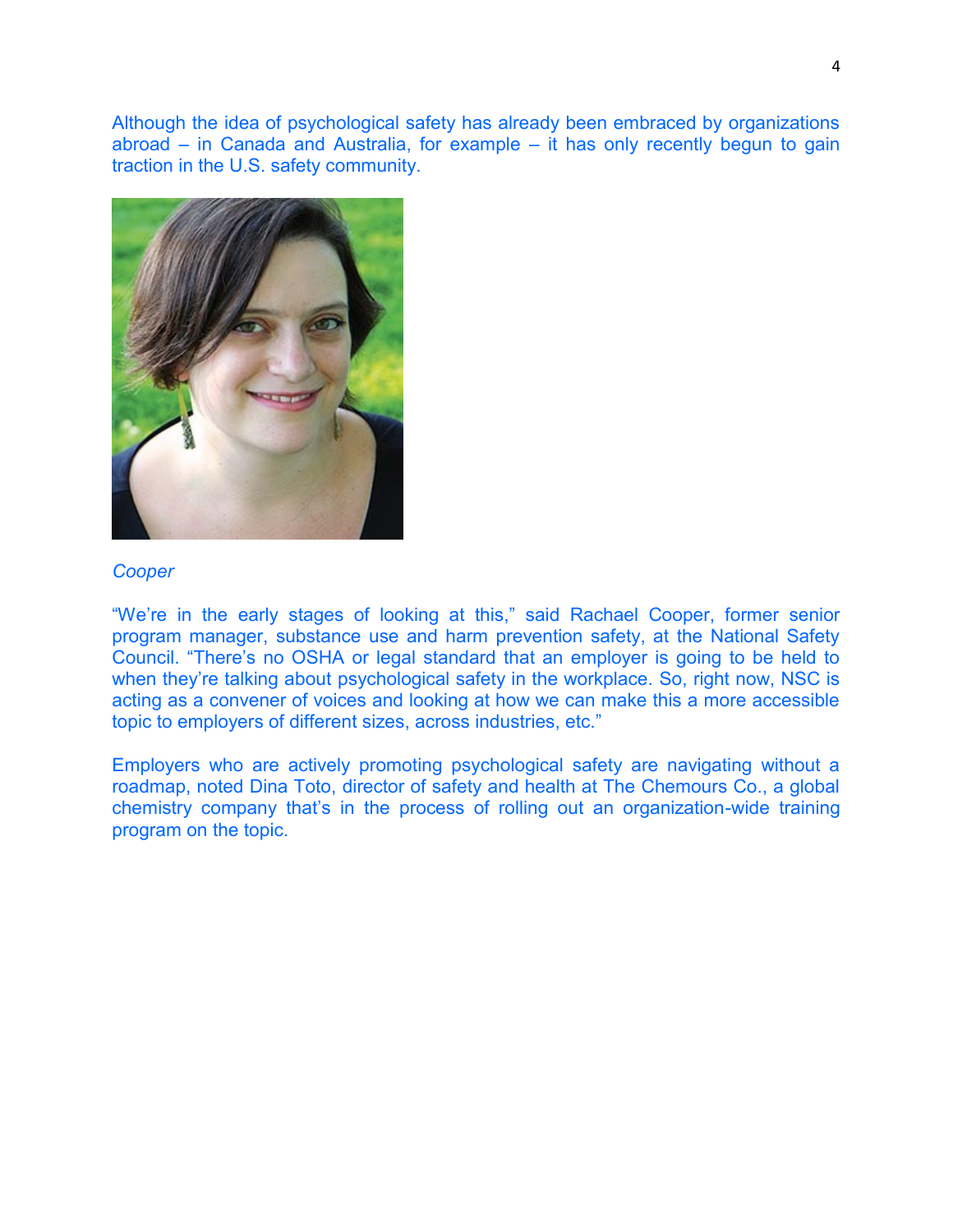Although the idea of psychological safety has already been embraced by organizations abroad – in Canada and Australia, for example – it has only recently begun to gain traction in the U.S. safety community.

*Cooper*

"We're in the early stages of looking at this," said Rachael Cooper, former senior program manager, substance use and harm prevention safety, at the National Safety Council. "There's no OSHA or legal standard that an employer is going to be held to when they're talking about psychological safety in the workplace. So, right now, NSC is acting as a convener of voices and looking at how we can make this a more accessible topic to employers of different sizes, across industries, etc."

Employers who are actively promoting psychological safety are navigating without a roadmap, noted Dina Toto, director of safety and health at The Chemours Co., a global chemistry company that's in the process of rolling out an organization-wide training program on the topic.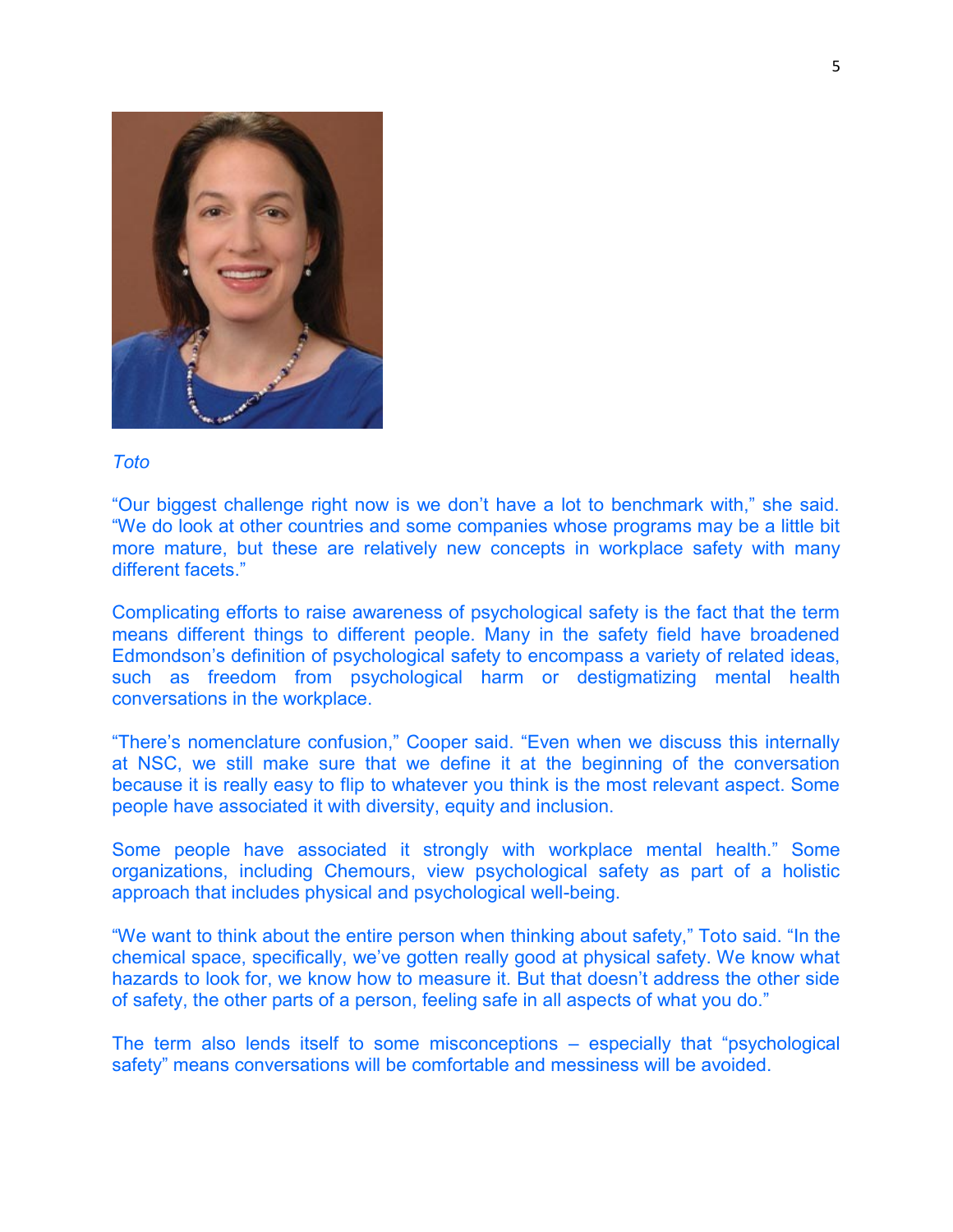*Toto*

“Our biggest challenge right now is we don’t have a lot to benchmark with,” she said. “We do look at other countries and some companies whose programs may be a little bit more mature, but these are relatively new concepts in workplace safety with many different facets.”

Complicating efforts to raise awareness of psychological safety is the fact that the term means different things to different people. Many in the safety field have broadened Edmondson’s definition of psychological safety to encompass a variety of related ideas, such as freedom from psychological harm or destigmatizing mental health conversations in the workplace.

“There’s nomenclature confusion,” Cooper said. “Even when we discuss this internally at NSC, we still make sure that we define it at the beginning of the conversation because it is really easy to flip to whatever you think is the most relevant aspect. Some people have associated it with diversity, equity and inclusion.

Some people have associated it strongly with workplace mental health.” Some organizations, including Chemours, view psychological safety as part of a holistic approach that includes physical and psychological well-being.

“We want to think about the entire person when thinking about safety,” Toto said. “In the chemical space, specifically, we’ve gotten really good at physical safety. We know what hazards to look for, we know how to measure it. But that doesn’t address the other side of safety, the other parts of a person, feeling safe in all aspects of what you do.”

The term also lends itself to some misconceptions – especially that “psychological safety” means conversations will be comfortable and messiness will be avoided.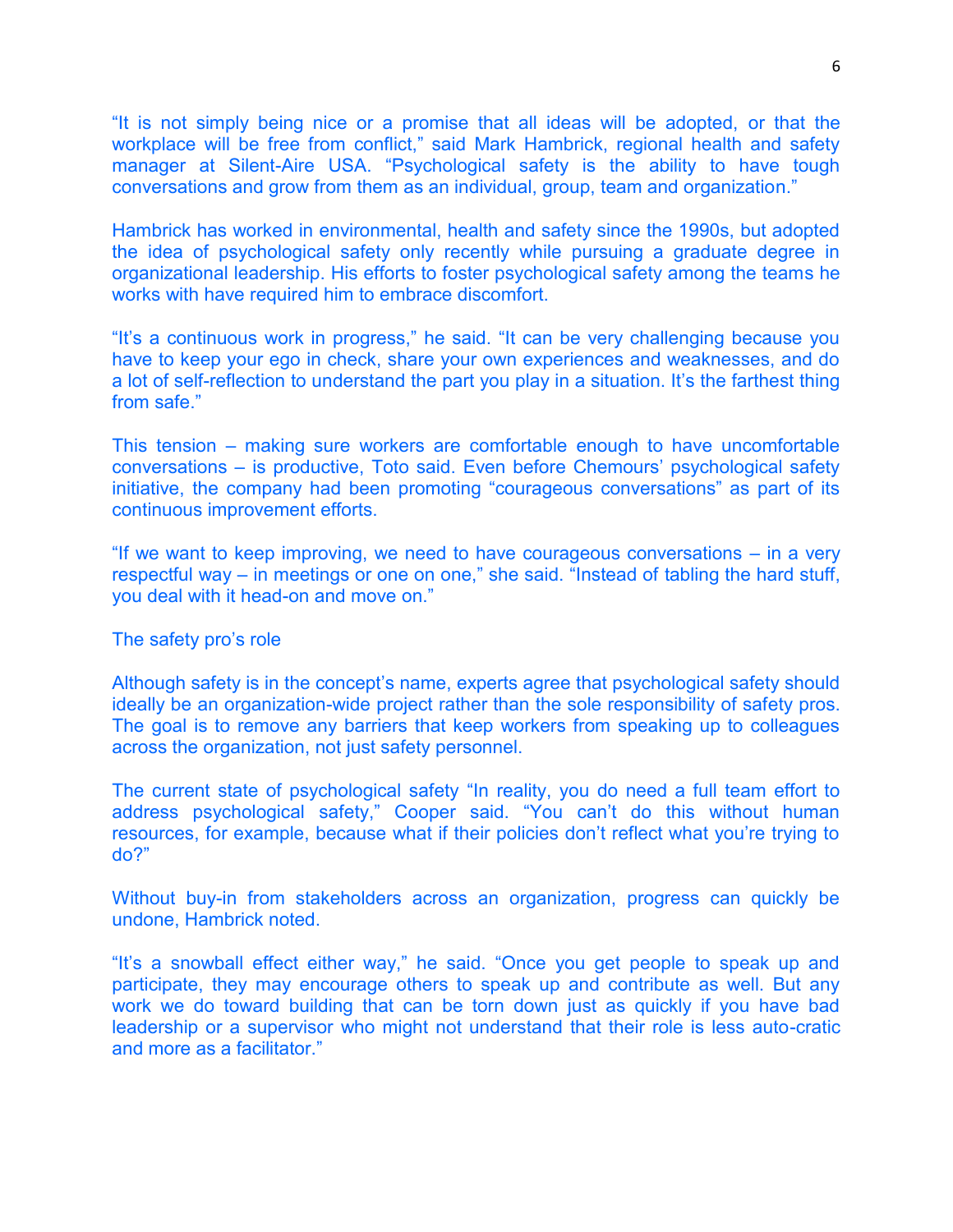"It is not simply being nice or a promise that all ideas will be adopted, or that the workplace will be free from conflict," said Mark Hambrick, regional health and safety manager at Silent-Aire USA. "Psychological safety is the ability to have tough conversations and grow from them as an individual, group, team and organization."

Hambrick has worked in environmental, health and safety since the 1990s, but adopted the idea of psychological safety only recently while pursuing a graduate degree in organizational leadership. His efforts to foster psychological safety among the teams he works with have required him to embrace discomfort.

"It's a continuous work in progress," he said. "It can be very challenging because you have to keep your ego in check, share your own experiences and weaknesses, and do a lot of self-reflection to understand the part you play in a situation. It's the farthest thing from safe."

This tension – making sure workers are comfortable enough to have uncomfortable conversations – is productive, Toto said. Even before Chemours' psychological safety initiative, the company had been promoting "courageous conversations" as part of its continuous improvement efforts.

"If we want to keep improving, we need to have courageous conversations – in a very respectful way – in meetings or one on one," she said. "Instead of tabling the hard stuff, you deal with it head-on and move on."

## The safety pro's role

Although safety is in the concept's name, experts agree that psychological safety should ideally be an organization-wide project rather than the sole responsibility of safety pros. The goal is to remove any barriers that keep workers from speaking up to colleagues across the organization, not just safety personnel.

The current state of psychological safety "In reality, you do need a full team effort to address psychological safety," Cooper said. "You can't do this without human resources, for example, because what if their policies don't reflect what you're trying to do?"

Without buy-in from stakeholders across an organization, progress can quickly be undone, Hambrick noted.

"It's a snowball effect either way," he said. "Once you get people to speak up and participate, they may encourage others to speak up and contribute as well. But any work we do toward building that can be torn down just as quickly if you have bad leadership or a supervisor who might not understand that their role is less auto-cratic and more as a facilitator."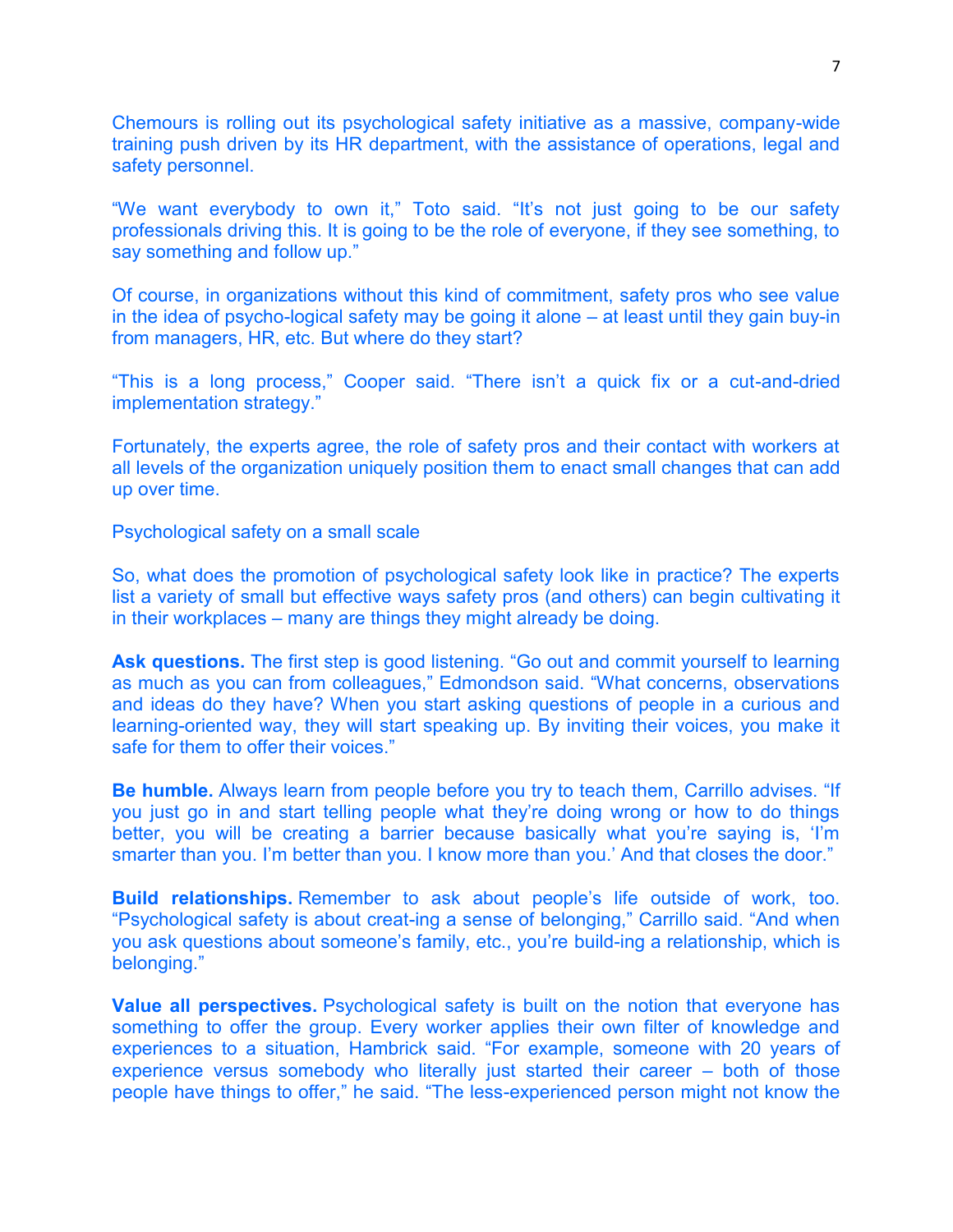Chemours is rolling out its psychological safety initiative as a massive, company-wide training push driven by its HR department, with the assistance of operations, legal and safety personnel.

"We want everybody to own it," Toto said. "It's not just going to be our safety professionals driving this. It is going to be the role of everyone, if they see something, to say something and follow up."

Of course, in organizations without this kind of commitment, safety pros who see value in the idea of psycho-logical safety may be going it alone – at least until they gain buy-in from managers, HR, etc. But where do they start?

"This is a long process," Cooper said. "There isn't a quick fix or a cut-and-dried implementation strategy."

Fortunately, the experts agree, the role of safety pros and their contact with workers at all levels of the organization uniquely position them to enact small changes that can add up over time.

## Psychological safety on a small scale

So, what does the promotion of psychological safety look like in practice? The experts list a variety of small but effective ways safety pros (and others) can begin cultivating it in their workplaces – many are things they might already be doing.

**Ask questions.** The first step is good listening. "Go out and commit yourself to learning as much as you can from colleagues," Edmondson said. "What concerns, observations and ideas do they have? When you start asking questions of people in a curious and learning-oriented way, they will start speaking up. By inviting their voices, you make it safe for them to offer their voices."

**Be humble.** Always learn from people before you try to teach them, Carrillo advises. "If you just go in and start telling people what they're doing wrong or how to do things better, you will be creating a barrier because basically what you're saying is, 'I'm smarter than you. I'm better than you. I know more than you.' And that closes the door."

**Build relationships.** Remember to ask about people's life outside of work, too. "Psychological safety is about creat-ing a sense of belonging," Carrillo said. "And when you ask questions about someone's family, etc., you're build-ing a relationship, which is belonging."

**Value all perspectives.** Psychological safety is built on the notion that everyone has something to offer the group. Every worker applies their own filter of knowledge and experiences to a situation, Hambrick said. "For example, someone with 20 years of experience versus somebody who literally just started their career – both of those people have things to offer," he said. "The less-experienced person might not know the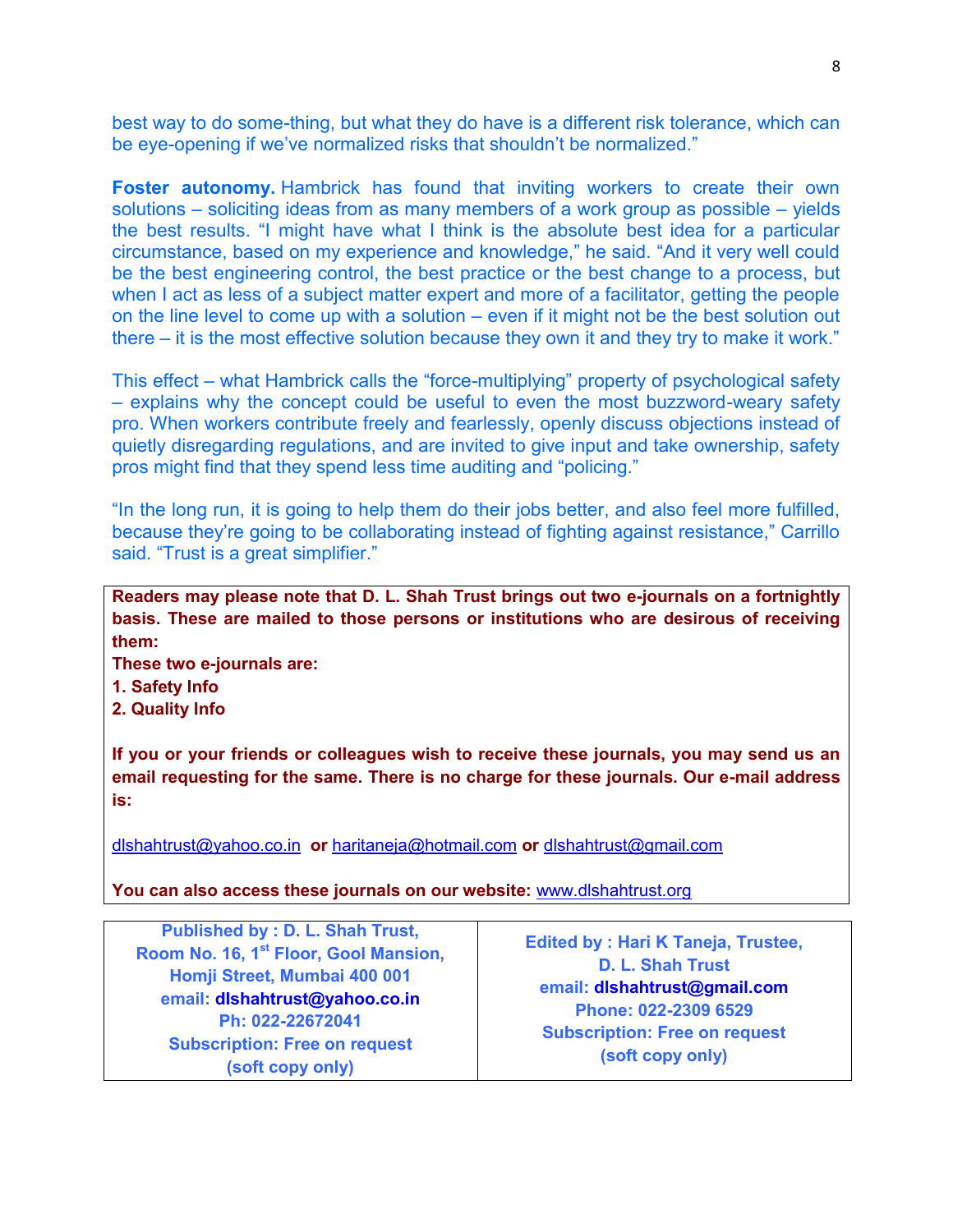best way to do some-thing, but what they do have is a different risk tolerance, which can be eye-opening if we've normalized risks that shouldn't be normalized."

**Foster autonomy.** Hambrick has found that inviting workers to create their own solutions – soliciting ideas from as many members of a work group as possible – yields the best results. "I might have what I think is the absolute best idea for a particular circumstance, based on my experience and knowledge," he said. "And it very well could be the best engineering control, the best practice or the best change to a process, but when I act as less of a subject matter expert and more of a facilitator, getting the people on the line level to come up with a solution – even if it might not be the best solution out there – it is the most effective solution because they own it and they try to make it work."

This effect – what Hambrick calls the "force-multiplying" property of psychological safety – explains why the concept could be useful to even the most buzzword-weary safety pro. When workers contribute freely and fearlessly, openly discuss objections instead of quietly disregarding regulations, and are invited to give input and take ownership, safety pros might find that they spend less time auditing and "policing."

"In the long run, it is going to help them do their jobs better, and also feel more fulfilled, because they're going to be collaborating instead of fighting against resistance," Carrillo said. "Trust is a great simplifier."

**Readers may please note that D. L. Shah Trust brings out two e-journals on a fortnightly basis. These are mailed to those persons or institutions who are desirous of receiving them:**

**These two e-journals are:**

**1. Safety Info**

**2. Quality Info**

**If you or your friends or colleagues wish to receive these journals, you may send us an email requesting for the same. There is no charge for these journals. Our e-mail address is:**

dlshahtrust@yahoo.co.in **or** haritaneja@hotmail.com **or** dlshahtrust@gmail.com

**You can also access these journals on our website:** www.dlshahtrust.org

| | |
|---|---|
| **Published by : D. L. Shah Trust,**<br>**Room No. 16, 1st Floor, Gool Mansion,**<br>**Homji Street, Mumbai 400 001**<br>**email: dlshahtrust@yahoo.co.in**<br>**Ph: 022-22672041**<br>**Subscription: Free on request**<br>**(soft copy only)** | **Edited by : Hari K Taneja, Trustee,**<br>**D. L. Shah Trust**<br>**email: dlshahtrust@gmail.com**<br>**Phone: 022-2309 6529**<br>**Subscription: Free on request**<br>**(soft copy only)** |